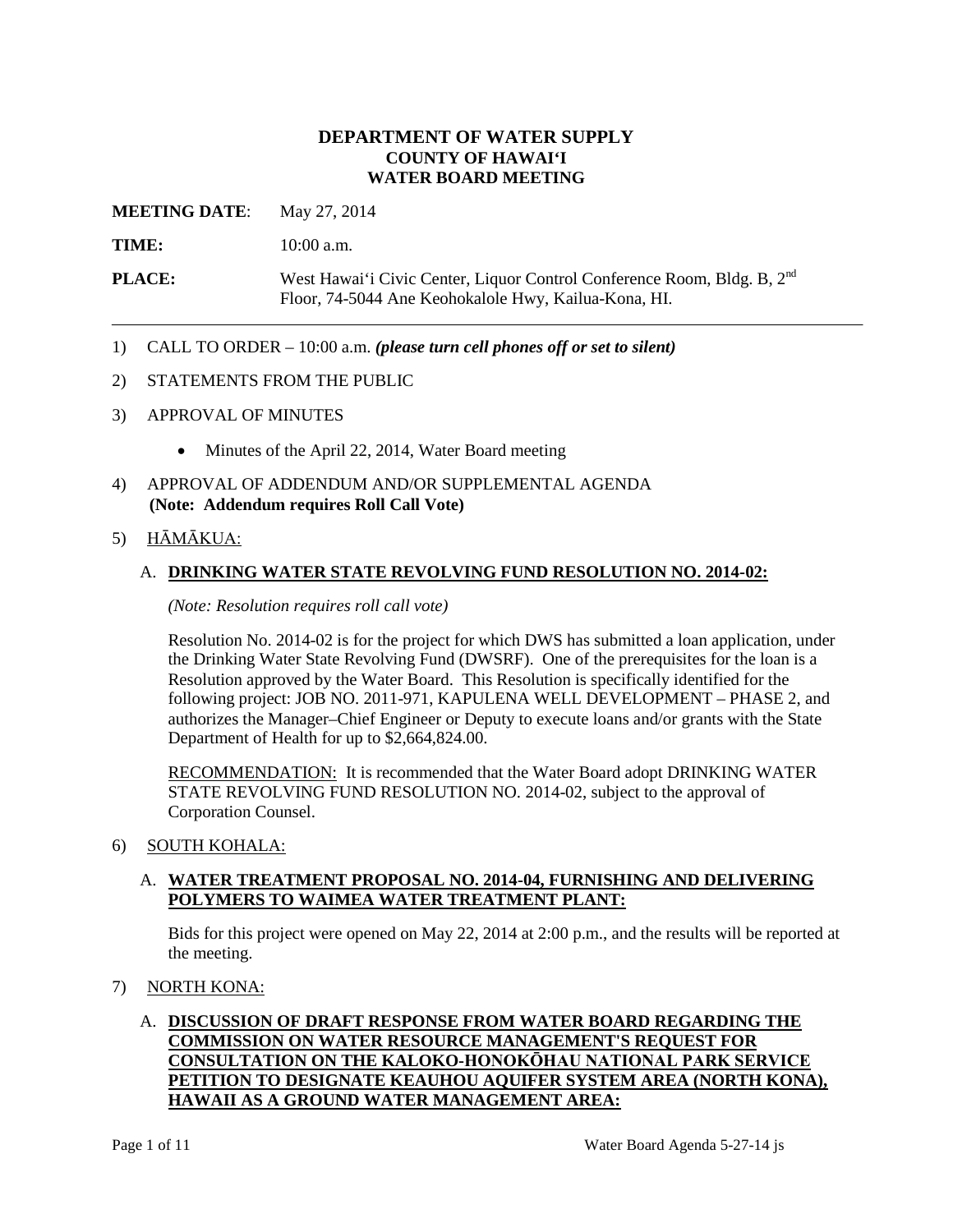# DEPARTMENT OF WATER SUPPLY
## COUNTY OF HAWAIʻI
## WATER BOARD MEETING

**MEETING DATE**: May 27, 2014

**TIME:** 10:00 a.m.

**PLACE:** West Hawaiʻi Civic Center, Liquor Control Conference Room, Bldg. B, 2nd Floor, 74-5044 Ane Keohokalole Hwy, Kailua-Kona, HI.

---

1) CALL TO ORDER – 10:00 a.m. ***(please turn cell phones off or set to silent)***

2) STATEMENTS FROM THE PUBLIC

3) APPROVAL OF MINUTES

   - Minutes of the April 22, 2014, Water Board meeting

4) APPROVAL OF ADDENDUM AND/OR SUPPLEMENTAL AGENDA
   **(Note: Addendum requires Roll Call Vote)**

5) <u>HĀMĀKUA</u>:

   A. **<u>DRINKING WATER STATE REVOLVING FUND RESOLUTION NO. 2014-02:</u>**

   *(Note: Resolution requires roll call vote)*

   Resolution No. 2014-02 is for the project for which DWS has submitted a loan application, under the Drinking Water State Revolving Fund (DWSRF). One of the prerequisites for the loan is a Resolution approved by the Water Board. This Resolution is specifically identified for the following project: JOB NO. 2011-971, KAPULENA WELL DEVELOPMENT – PHASE 2, and authorizes the Manager–Chief Engineer or Deputy to execute loans and/or grants with the State Department of Health for up to $2,664,824.00.

   <u>RECOMMENDATION:</u> It is recommended that the Water Board adopt DRINKING WATER STATE REVOLVING FUND RESOLUTION NO. 2014-02, subject to the approval of Corporation Counsel.

6) <u>SOUTH KOHALA:</u>

   A. **<u>WATER TREATMENT PROPOSAL NO. 2014-04, FURNISHING AND DELIVERING POLYMERS TO WAIMEA WATER TREATMENT PLANT:</u>**

   Bids for this project were opened on May 22, 2014 at 2:00 p.m., and the results will be reported at the meeting.

7) <u>NORTH KONA:</u>

   A. **<u>DISCUSSION OF DRAFT RESPONSE FROM WATER BOARD REGARDING THE COMMISSION ON WATER RESOURCE MANAGEMENT'S REQUEST FOR CONSULTATION ON THE KALOKO-HONOKŌHAU NATIONAL PARK SERVICE PETITION TO DESIGNATE KEAUHOU AQUIFER SYSTEM AREA (NORTH KONA), HAWAII AS A GROUND WATER MANAGEMENT AREA:</u>**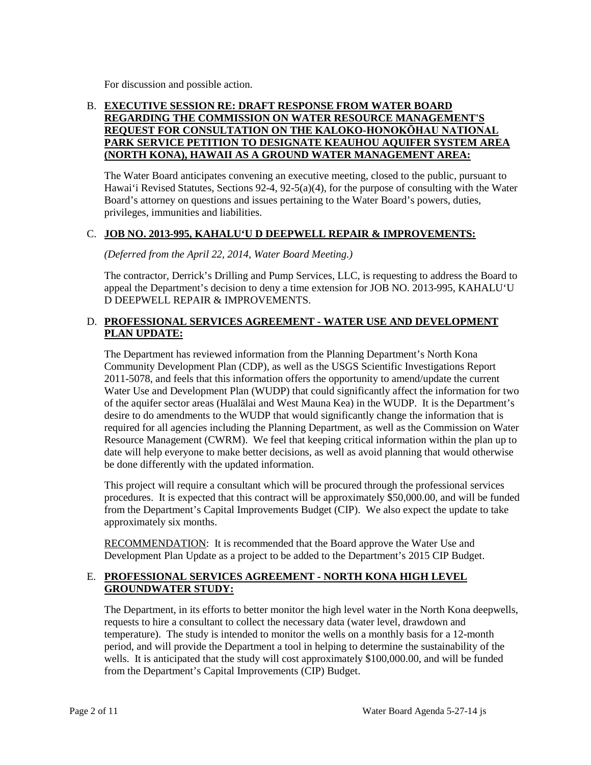For discussion and possible action.

B. **EXECUTIVE SESSION RE: DRAFT RESPONSE FROM WATER BOARD REGARDING THE COMMISSION ON WATER RESOURCE MANAGEMENT'S REQUEST FOR CONSULTATION ON THE KALOKO-HONOKŌHAU NATIONAL PARK SERVICE PETITION TO DESIGNATE KEAUHOU AQUIFER SYSTEM AREA (NORTH KONA), HAWAII AS A GROUND WATER MANAGEMENT AREA:**

The Water Board anticipates convening an executive meeting, closed to the public, pursuant to Hawai'i Revised Statutes, Sections 92-4, 92-5(a)(4), for the purpose of consulting with the Water Board's attorney on questions and issues pertaining to the Water Board's powers, duties, privileges, immunities and liabilities.

C. **JOB NO. 2013-995, KAHALU'U D DEEPWELL REPAIR & IMPROVEMENTS:**

*(Deferred from the April 22, 2014, Water Board Meeting.)*

The contractor, Derrick's Drilling and Pump Services, LLC, is requesting to address the Board to appeal the Department's decision to deny a time extension for JOB NO. 2013-995, KAHALU'U D DEEPWELL REPAIR & IMPROVEMENTS.

D. **PROFESSIONAL SERVICES AGREEMENT - WATER USE AND DEVELOPMENT PLAN UPDATE:**

The Department has reviewed information from the Planning Department's North Kona Community Development Plan (CDP), as well as the USGS Scientific Investigations Report 2011-5078, and feels that this information offers the opportunity to amend/update the current Water Use and Development Plan (WUDP) that could significantly affect the information for two of the aquifer sector areas (Hualālai and West Mauna Kea) in the WUDP. It is the Department's desire to do amendments to the WUDP that would significantly change the information that is required for all agencies including the Planning Department, as well as the Commission on Water Resource Management (CWRM). We feel that keeping critical information within the plan up to date will help everyone to make better decisions, as well as avoid planning that would otherwise be done differently with the updated information.

This project will require a consultant which will be procured through the professional services procedures. It is expected that this contract will be approximately $50,000.00, and will be funded from the Department's Capital Improvements Budget (CIP). We also expect the update to take approximately six months.

<u>RECOMMENDATION</u>: It is recommended that the Board approve the Water Use and Development Plan Update as a project to be added to the Department's 2015 CIP Budget.

E. **PROFESSIONAL SERVICES AGREEMENT - NORTH KONA HIGH LEVEL GROUNDWATER STUDY:**

The Department, in its efforts to better monitor the high level water in the North Kona deepwells, requests to hire a consultant to collect the necessary data (water level, drawdown and temperature). The study is intended to monitor the wells on a monthly basis for a 12-month period, and will provide the Department a tool in helping to determine the sustainability of the wells. It is anticipated that the study will cost approximately $100,000.00, and will be funded from the Department's Capital Improvements (CIP) Budget.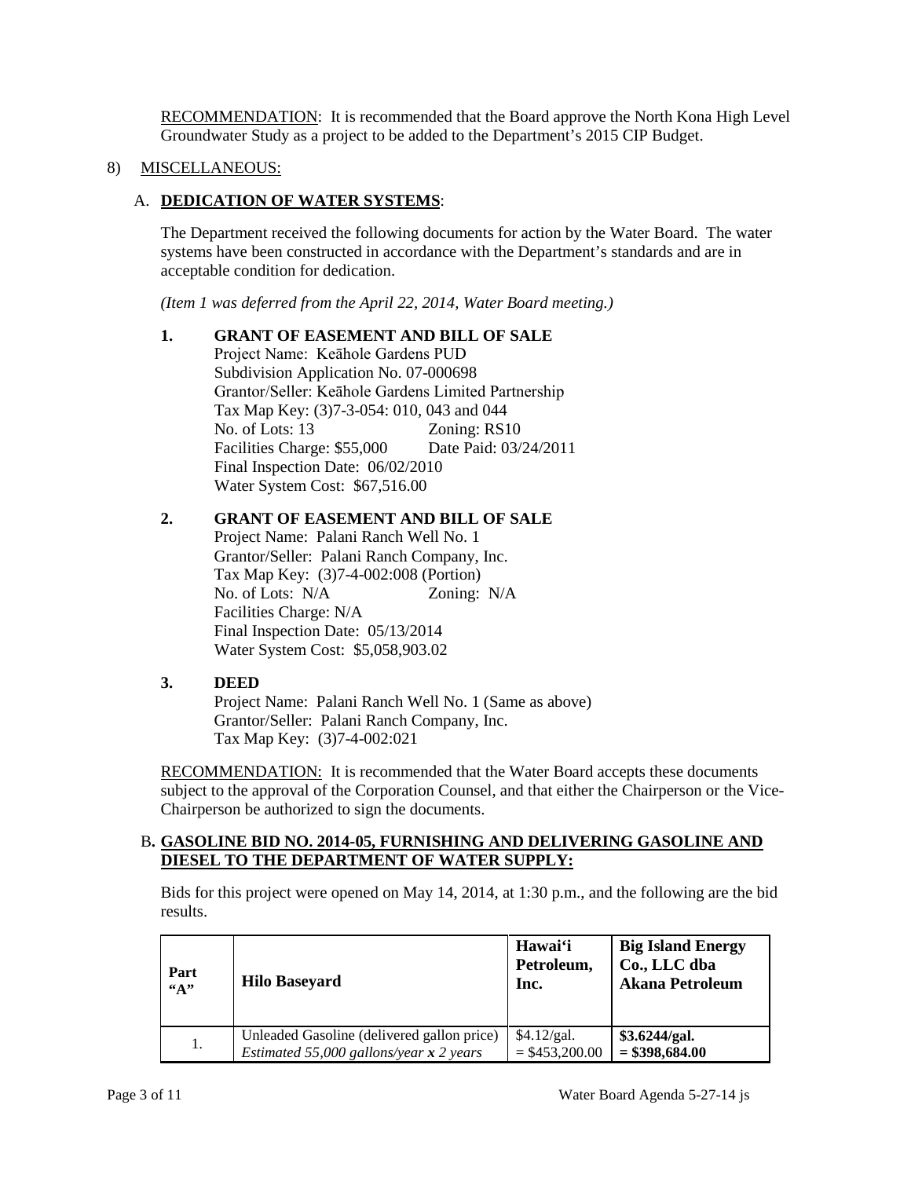RECOMMENDATION: It is recommended that the Board approve the North Kona High Level Groundwater Study as a project to be added to the Department's 2015 CIP Budget.

8) MISCELLANEOUS:

A. **DEDICATION OF WATER SYSTEMS**:

The Department received the following documents for action by the Water Board. The water systems have been constructed in accordance with the Department's standards and are in acceptable condition for dedication.

*(Item 1 was deferred from the April 22, 2014, Water Board meeting.)*

**1. GRANT OF EASEMENT AND BILL OF SALE**

Project Name: Keāhole Gardens PUD
Subdivision Application No. 07-000698
Grantor/Seller: Keāhole Gardens Limited Partnership
Tax Map Key: (3)7-3-054: 010, 043 and 044
No. of Lots: 13 Zoning: RS10
Facilities Charge: $55,000 Date Paid: 03/24/2011
Final Inspection Date: 06/02/2010
Water System Cost: $67,516.00

**2. GRANT OF EASEMENT AND BILL OF SALE**

Project Name: Palani Ranch Well No. 1
Grantor/Seller: Palani Ranch Company, Inc.
Tax Map Key: (3)7-4-002:008 (Portion)
No. of Lots: N/A Zoning: N/A
Facilities Charge: N/A
Final Inspection Date: 05/13/2014
Water System Cost: $5,058,903.02

**3. DEED**

Project Name: Palani Ranch Well No. 1 (Same as above)
Grantor/Seller: Palani Ranch Company, Inc.
Tax Map Key: (3)7-4-002:021

RECOMMENDATION: It is recommended that the Water Board accepts these documents subject to the approval of the Corporation Counsel, and that either the Chairperson or the Vice-Chairperson be authorized to sign the documents.

B. **GASOLINE BID NO. 2014-05, FURNISHING AND DELIVERING GASOLINE AND DIESEL TO THE DEPARTMENT OF WATER SUPPLY:**

Bids for this project were opened on May 14, 2014, at 1:30 p.m., and the following are the bid results.

| Part "A" | Hilo Baseyard | Hawai'i Petroleum, Inc. | Big Island Energy Co., LLC dba Akana Petroleum |
|---|---|---|---|
| 1. | Unleaded Gasoline (delivered gallon price) *Estimated 55,000 gallons/year **x** 2 years* | $4.12/gal. = $453,200.00 | **$3.6244/gal. = $398,684.00** |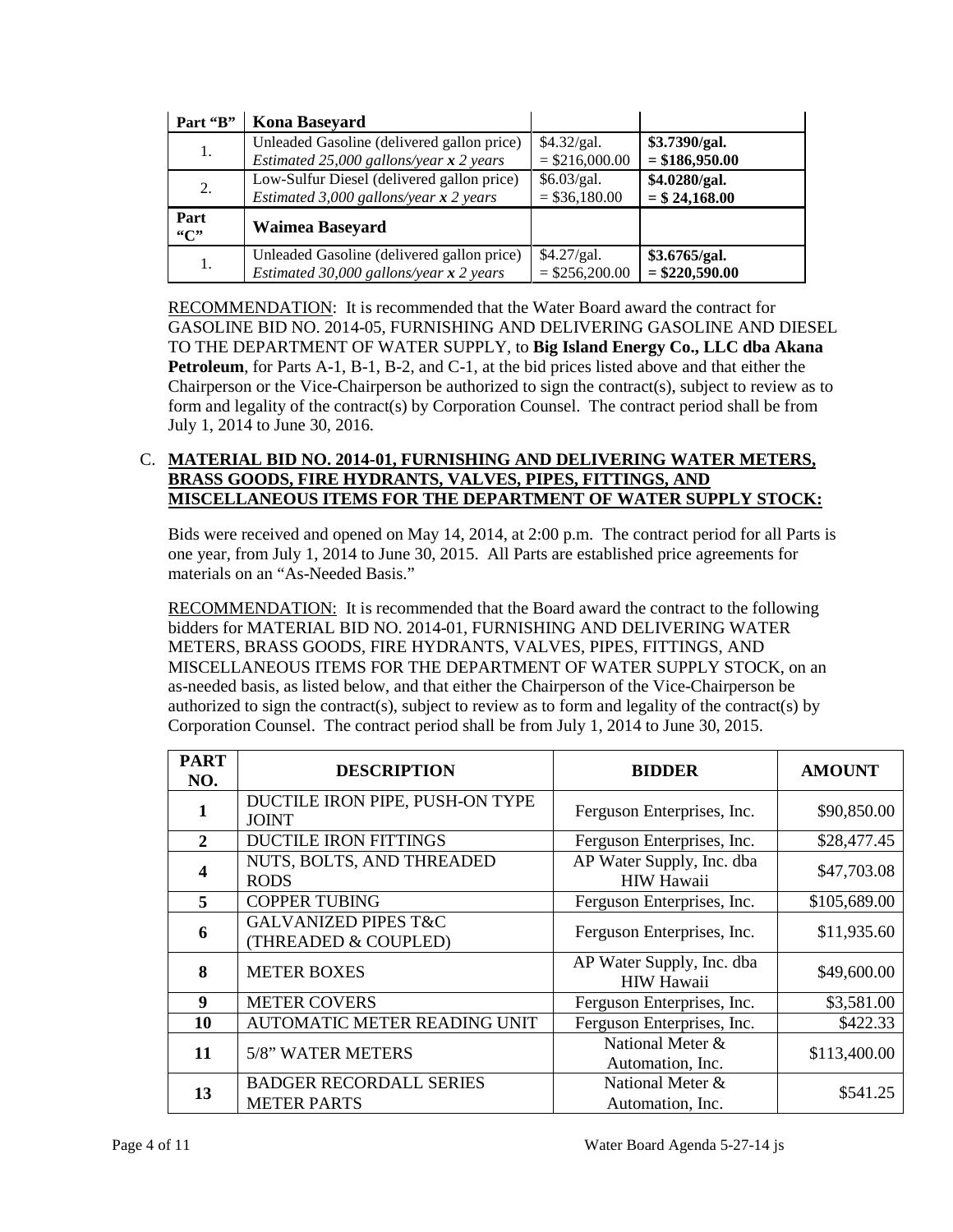| Part "B" | Kona Baseyard | | |
|---|---|---|---|
| 1. | Unleaded Gasoline (delivered gallon price)<br>*Estimated 25,000 gallons/year x 2 years* | $4.32/gal.<br>= $216,000.00 | **$3.7390/gal.<br>= $186,950.00** |
| 2. | Low-Sulfur Diesel (delivered gallon price)<br>*Estimated 3,000 gallons/year x 2 years* | $6.03/gal.<br>= $36,180.00 | **$4.0280/gal.<br>= $ 24,168.00** |
| **Part "C"** | **Waimea Baseyard** | | |
| 1. | Unleaded Gasoline (delivered gallon price)<br>*Estimated 30,000 gallons/year x 2 years* | $4.27/gal.<br>= $256,200.00 | **$3.6765/gal.<br>= $220,590.00** |

RECOMMENDATION: It is recommended that the Water Board award the contract for GASOLINE BID NO. 2014-05, FURNISHING AND DELIVERING GASOLINE AND DIESEL TO THE DEPARTMENT OF WATER SUPPLY, to **Big Island Energy Co., LLC dba Akana Petroleum**, for Parts A-1, B-1, B-2, and C-1, at the bid prices listed above and that either the Chairperson or the Vice-Chairperson be authorized to sign the contract(s), subject to review as to form and legality of the contract(s) by Corporation Counsel. The contract period shall be from July 1, 2014 to June 30, 2016.

C. **MATERIAL BID NO. 2014-01, FURNISHING AND DELIVERING WATER METERS, BRASS GOODS, FIRE HYDRANTS, VALVES, PIPES, FITTINGS, AND MISCELLANEOUS ITEMS FOR THE DEPARTMENT OF WATER SUPPLY STOCK:**

Bids were received and opened on May 14, 2014, at 2:00 p.m. The contract period for all Parts is one year, from July 1, 2014 to June 30, 2015. All Parts are established price agreements for materials on an "As-Needed Basis."

RECOMMENDATION: It is recommended that the Board award the contract to the following bidders for MATERIAL BID NO. 2014-01, FURNISHING AND DELIVERING WATER METERS, BRASS GOODS, FIRE HYDRANTS, VALVES, PIPES, FITTINGS, AND MISCELLANEOUS ITEMS FOR THE DEPARTMENT OF WATER SUPPLY STOCK, on an as-needed basis, as listed below, and that either the Chairperson of the Vice-Chairperson be authorized to sign the contract(s), subject to review as to form and legality of the contract(s) by Corporation Counsel. The contract period shall be from July 1, 2014 to June 30, 2015.

| PART NO. | DESCRIPTION | BIDDER | AMOUNT |
|---|---|---|---|
| **1** | DUCTILE IRON PIPE, PUSH-ON TYPE JOINT | Ferguson Enterprises, Inc. | $90,850.00 |
| **2** | DUCTILE IRON FITTINGS | Ferguson Enterprises, Inc. | $28,477.45 |
| **4** | NUTS, BOLTS, AND THREADED RODS | AP Water Supply, Inc. dba HIW Hawaii | $47,703.08 |
| **5** | COPPER TUBING | Ferguson Enterprises, Inc. | $105,689.00 |
| **6** | GALVANIZED PIPES T&C (THREADED & COUPLED) | Ferguson Enterprises, Inc. | $11,935.60 |
| **8** | METER BOXES | AP Water Supply, Inc. dba HIW Hawaii | $49,600.00 |
| **9** | METER COVERS | Ferguson Enterprises, Inc. | $3,581.00 |
| **10** | AUTOMATIC METER READING UNIT | Ferguson Enterprises, Inc. | $422.33 |
| **11** | 5/8" WATER METERS | National Meter & Automation, Inc. | $113,400.00 |
| **13** | BADGER RECORDALL SERIES METER PARTS | National Meter & Automation, Inc. | $541.25 |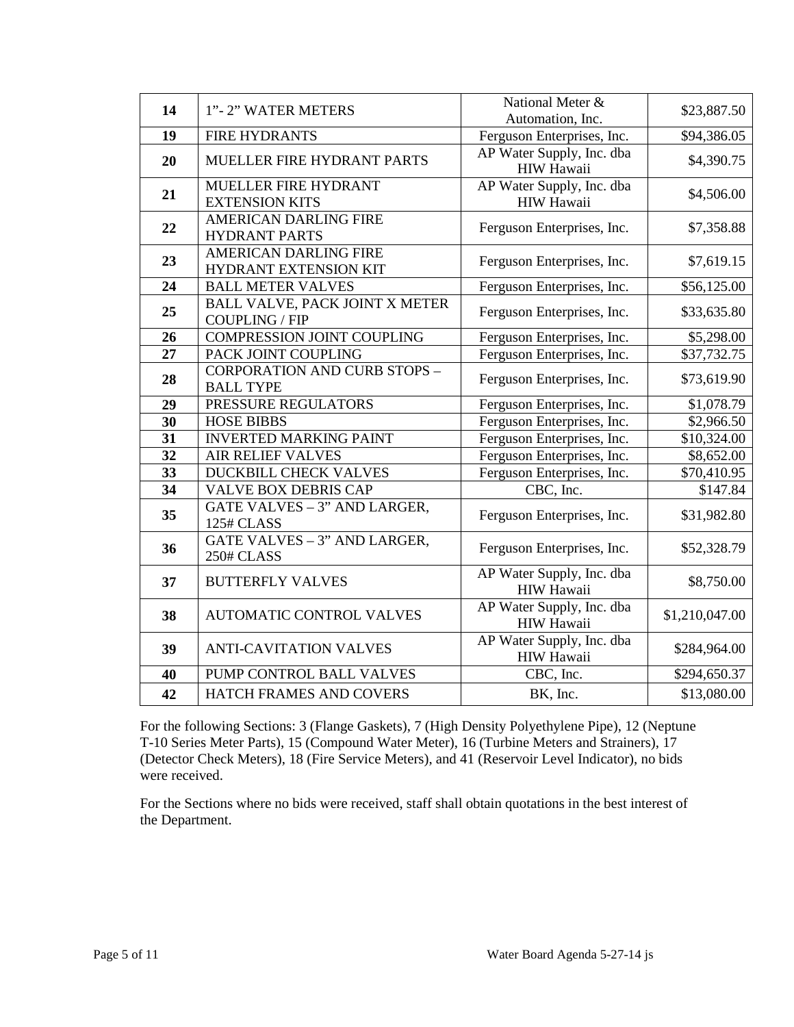| 14 | 1"- 2" WATER METERS | National Meter & Automation, Inc. | $23,887.50 |
|---|---|---|---|
| 19 | FIRE HYDRANTS | Ferguson Enterprises, Inc. | $94,386.05 |
| 20 | MUELLER FIRE HYDRANT PARTS | AP Water Supply, Inc. dba HIW Hawaii | $4,390.75 |
| 21 | MUELLER FIRE HYDRANT EXTENSION KITS | AP Water Supply, Inc. dba HIW Hawaii | $4,506.00 |
| 22 | AMERICAN DARLING FIRE HYDRANT PARTS | Ferguson Enterprises, Inc. | $7,358.88 |
| 23 | AMERICAN DARLING FIRE HYDRANT EXTENSION KIT | Ferguson Enterprises, Inc. | $7,619.15 |
| 24 | BALL METER VALVES | Ferguson Enterprises, Inc. | $56,125.00 |
| 25 | BALL VALVE, PACK JOINT X METER COUPLING / FIP | Ferguson Enterprises, Inc. | $33,635.80 |
| 26 | COMPRESSION JOINT COUPLING | Ferguson Enterprises, Inc. | $5,298.00 |
| 27 | PACK JOINT COUPLING | Ferguson Enterprises, Inc. | $37,732.75 |
| 28 | CORPORATION AND CURB STOPS – BALL TYPE | Ferguson Enterprises, Inc. | $73,619.90 |
| 29 | PRESSURE REGULATORS | Ferguson Enterprises, Inc. | $1,078.79 |
| 30 | HOSE BIBBS | Ferguson Enterprises, Inc. | $2,966.50 |
| 31 | INVERTED MARKING PAINT | Ferguson Enterprises, Inc. | $10,324.00 |
| 32 | AIR RELIEF VALVES | Ferguson Enterprises, Inc. | $8,652.00 |
| 33 | DUCKBILL CHECK VALVES | Ferguson Enterprises, Inc. | $70,410.95 |
| 34 | VALVE BOX DEBRIS CAP | CBC, Inc. | $147.84 |
| 35 | GATE VALVES – 3" AND LARGER, 125# CLASS | Ferguson Enterprises, Inc. | $31,982.80 |
| 36 | GATE VALVES – 3" AND LARGER, 250# CLASS | Ferguson Enterprises, Inc. | $52,328.79 |
| 37 | BUTTERFLY VALVES | AP Water Supply, Inc. dba HIW Hawaii | $8,750.00 |
| 38 | AUTOMATIC CONTROL VALVES | AP Water Supply, Inc. dba HIW Hawaii | $1,210,047.00 |
| 39 | ANTI-CAVITATION VALVES | AP Water Supply, Inc. dba HIW Hawaii | $284,964.00 |
| 40 | PUMP CONTROL BALL VALVES | CBC, Inc. | $294,650.37 |
| 42 | HATCH FRAMES AND COVERS | BK, Inc. | $13,080.00 |

For the following Sections: 3 (Flange Gaskets), 7 (High Density Polyethylene Pipe), 12 (Neptune T-10 Series Meter Parts), 15 (Compound Water Meter), 16 (Turbine Meters and Strainers), 17 (Detector Check Meters), 18 (Fire Service Meters), and 41 (Reservoir Level Indicator), no bids were received.

For the Sections where no bids were received, staff shall obtain quotations in the best interest of the Department.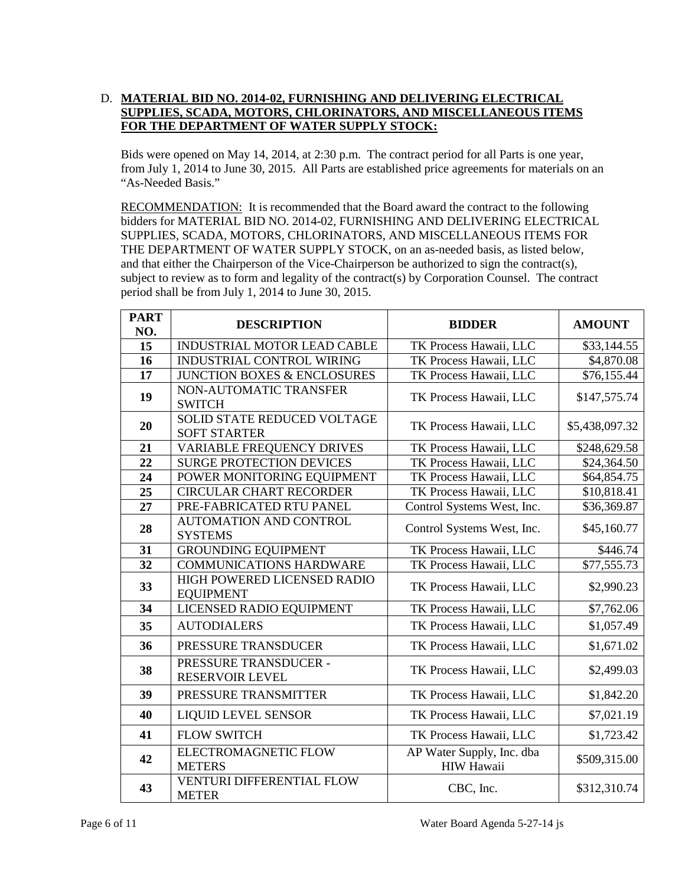D. **MATERIAL BID NO. 2014-02, FURNISHING AND DELIVERING ELECTRICAL SUPPLIES, SCADA, MOTORS, CHLORINATORS, AND MISCELLANEOUS ITEMS FOR THE DEPARTMENT OF WATER SUPPLY STOCK:**

Bids were opened on May 14, 2014, at 2:30 p.m. The contract period for all Parts is one year, from July 1, 2014 to June 30, 2015. All Parts are established price agreements for materials on an "As-Needed Basis."

RECOMMENDATION: It is recommended that the Board award the contract to the following bidders for MATERIAL BID NO. 2014-02, FURNISHING AND DELIVERING ELECTRICAL SUPPLIES, SCADA, MOTORS, CHLORINATORS, AND MISCELLANEOUS ITEMS FOR THE DEPARTMENT OF WATER SUPPLY STOCK, on an as-needed basis, as listed below, and that either the Chairperson of the Vice-Chairperson be authorized to sign the contract(s), subject to review as to form and legality of the contract(s) by Corporation Counsel. The contract period shall be from July 1, 2014 to June 30, 2015.

| PART NO. | DESCRIPTION | BIDDER | AMOUNT |
|---|---|---|---|
| 15 | INDUSTRIAL MOTOR LEAD CABLE | TK Process Hawaii, LLC | $33,144.55 |
| 16 | INDUSTRIAL CONTROL WIRING | TK Process Hawaii, LLC | $4,870.08 |
| 17 | JUNCTION BOXES & ENCLOSURES | TK Process Hawaii, LLC | $76,155.44 |
| 19 | NON-AUTOMATIC TRANSFER SWITCH | TK Process Hawaii, LLC | $147,575.74 |
| 20 | SOLID STATE REDUCED VOLTAGE SOFT STARTER | TK Process Hawaii, LLC | $5,438,097.32 |
| 21 | VARIABLE FREQUENCY DRIVES | TK Process Hawaii, LLC | $248,629.58 |
| 22 | SURGE PROTECTION DEVICES | TK Process Hawaii, LLC | $24,364.50 |
| 24 | POWER MONITORING EQUIPMENT | TK Process Hawaii, LLC | $64,854.75 |
| 25 | CIRCULAR CHART RECORDER | TK Process Hawaii, LLC | $10,818.41 |
| 27 | PRE-FABRICATED RTU PANEL | Control Systems West, Inc. | $36,369.87 |
| 28 | AUTOMATION AND CONTROL SYSTEMS | Control Systems West, Inc. | $45,160.77 |
| 31 | GROUNDING EQUIPMENT | TK Process Hawaii, LLC | $446.74 |
| 32 | COMMUNICATIONS HARDWARE | TK Process Hawaii, LLC | $77,555.73 |
| 33 | HIGH POWERED LICENSED RADIO EQUIPMENT | TK Process Hawaii, LLC | $2,990.23 |
| 34 | LICENSED RADIO EQUIPMENT | TK Process Hawaii, LLC | $7,762.06 |
| 35 | AUTODIALERS | TK Process Hawaii, LLC | $1,057.49 |
| 36 | PRESSURE TRANSDUCER | TK Process Hawaii, LLC | $1,671.02 |
| 38 | PRESSURE TRANSDUCER - RESERVOIR LEVEL | TK Process Hawaii, LLC | $2,499.03 |
| 39 | PRESSURE TRANSMITTER | TK Process Hawaii, LLC | $1,842.20 |
| 40 | LIQUID LEVEL SENSOR | TK Process Hawaii, LLC | $7,021.19 |
| 41 | FLOW SWITCH | TK Process Hawaii, LLC | $1,723.42 |
| 42 | ELECTROMAGNETIC FLOW METERS | AP Water Supply, Inc. dba HIW Hawaii | $509,315.00 |
| 43 | VENTURI DIFFERENTIAL FLOW METER | CBC, Inc. | $312,310.74 |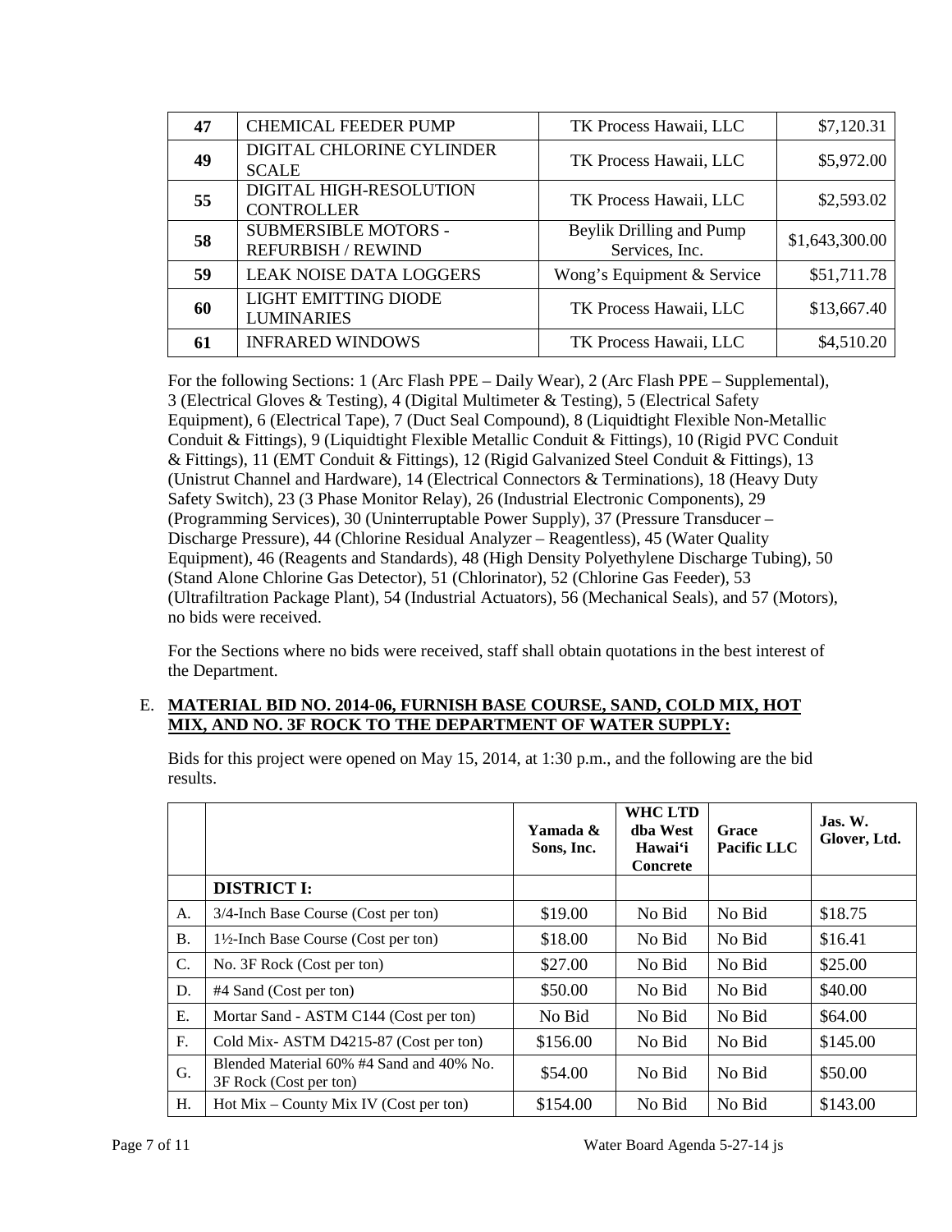| 47 | CHEMICAL FEEDER PUMP | TK Process Hawaii, LLC | $7,120.31 |
|---|---|---|---|
| 49 | DIGITAL CHLORINE CYLINDER SCALE | TK Process Hawaii, LLC | $5,972.00 |
| 55 | DIGITAL HIGH-RESOLUTION CONTROLLER | TK Process Hawaii, LLC | $2,593.02 |
| 58 | SUBMERSIBLE MOTORS - REFURBISH / REWIND | Beylik Drilling and Pump Services, Inc. | $1,643,300.00 |
| 59 | LEAK NOISE DATA LOGGERS | Wong's Equipment & Service | $51,711.78 |
| 60 | LIGHT EMITTING DIODE LUMINARIES | TK Process Hawaii, LLC | $13,667.40 |
| 61 | INFRARED WINDOWS | TK Process Hawaii, LLC | $4,510.20 |

For the following Sections: 1 (Arc Flash PPE – Daily Wear), 2 (Arc Flash PPE – Supplemental), 3 (Electrical Gloves & Testing), 4 (Digital Multimeter & Testing), 5 (Electrical Safety Equipment), 6 (Electrical Tape), 7 (Duct Seal Compound), 8 (Liquidtight Flexible Non-Metallic Conduit & Fittings), 9 (Liquidtight Flexible Metallic Conduit & Fittings), 10 (Rigid PVC Conduit & Fittings), 11 (EMT Conduit & Fittings), 12 (Rigid Galvanized Steel Conduit & Fittings), 13 (Unistrut Channel and Hardware), 14 (Electrical Connectors & Terminations), 18 (Heavy Duty Safety Switch), 23 (3 Phase Monitor Relay), 26 (Industrial Electronic Components), 29 (Programming Services), 30 (Uninterruptable Power Supply), 37 (Pressure Transducer – Discharge Pressure), 44 (Chlorine Residual Analyzer – Reagentless), 45 (Water Quality Equipment), 46 (Reagents and Standards), 48 (High Density Polyethylene Discharge Tubing), 50 (Stand Alone Chlorine Gas Detector), 51 (Chlorinator), 52 (Chlorine Gas Feeder), 53 (Ultrafiltration Package Plant), 54 (Industrial Actuators), 56 (Mechanical Seals), and 57 (Motors), no bids were received.

For the Sections where no bids were received, staff shall obtain quotations in the best interest of the Department.

E. **MATERIAL BID NO. 2014-06, FURNISH BASE COURSE, SAND, COLD MIX, HOT MIX, AND NO. 3F ROCK TO THE DEPARTMENT OF WATER SUPPLY:**

Bids for this project were opened on May 15, 2014, at 1:30 p.m., and the following are the bid results.

| | | Yamada & Sons, Inc. | WHC LTD dba West Hawai'i Concrete | Grace Pacific LLC | Jas. W. Glover, Ltd. |
|---|---|---|---|---|---|
| | **DISTRICT I:** | | | | |
| A. | 3/4-Inch Base Course (Cost per ton) | $19.00 | No Bid | No Bid | $18.75 |
| B. | 1½-Inch Base Course (Cost per ton) | $18.00 | No Bid | No Bid | $16.41 |
| C. | No. 3F Rock (Cost per ton) | $27.00 | No Bid | No Bid | $25.00 |
| D. | #4 Sand (Cost per ton) | $50.00 | No Bid | No Bid | $40.00 |
| E. | Mortar Sand - ASTM C144 (Cost per ton) | No Bid | No Bid | No Bid | $64.00 |
| F. | Cold Mix- ASTM D4215-87 (Cost per ton) | $156.00 | No Bid | No Bid | $145.00 |
| G. | Blended Material 60% #4 Sand and 40% No. 3F Rock (Cost per ton) | $54.00 | No Bid | No Bid | $50.00 |
| H. | Hot Mix – County Mix IV (Cost per ton) | $154.00 | No Bid | No Bid | $143.00 |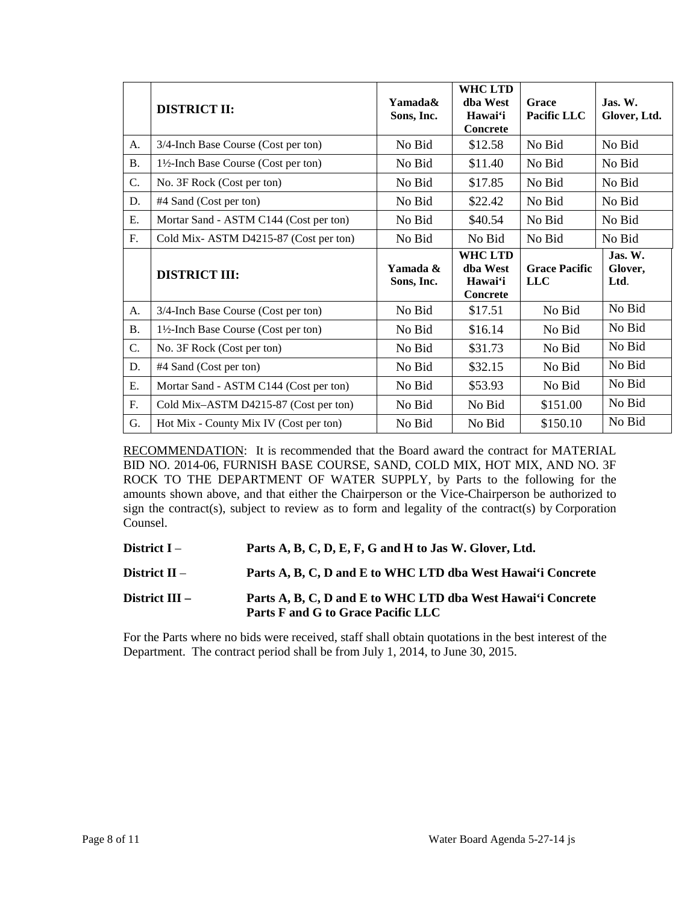| | DISTRICT II: | Yamada& Sons, Inc. | WHC LTD dba West Hawai'i Concrete | Grace Pacific LLC | Jas. W. Glover, Ltd. |
|---|---|---|---|---|---|
| A. | 3/4-Inch Base Course (Cost per ton) | No Bid | $12.58 | No Bid | No Bid |
| B. | 1½-Inch Base Course (Cost per ton) | No Bid | $11.40 | No Bid | No Bid |
| C. | No. 3F Rock (Cost per ton) | No Bid | $17.85 | No Bid | No Bid |
| D. | #4 Sand (Cost per ton) | No Bid | $22.42 | No Bid | No Bid |
| E. | Mortar Sand - ASTM C144 (Cost per ton) | No Bid | $40.54 | No Bid | No Bid |
| F. | Cold Mix- ASTM D4215-87 (Cost per ton) | No Bid | No Bid | No Bid | No Bid |
| | **DISTRICT III:** | **Yamada & Sons, Inc.** | **WHC LTD dba West Hawai'i Concrete** | **Grace Pacific LLC** | **Jas. W. Glover, Ltd.** |
| A. | 3/4-Inch Base Course (Cost per ton) | No Bid | $17.51 | No Bid | No Bid |
| B. | 1½-Inch Base Course (Cost per ton) | No Bid | $16.14 | No Bid | No Bid |
| C. | No. 3F Rock (Cost per ton) | No Bid | $31.73 | No Bid | No Bid |
| D. | #4 Sand (Cost per ton) | No Bid | $32.15 | No Bid | No Bid |
| E. | Mortar Sand - ASTM C144 (Cost per ton) | No Bid | $53.93 | No Bid | No Bid |
| F. | Cold Mix–ASTM D4215-87 (Cost per ton) | No Bid | No Bid | $151.00 | No Bid |
| G. | Hot Mix - County Mix IV (Cost per ton) | No Bid | No Bid | $150.10 | No Bid |

RECOMMENDATION: It is recommended that the Board award the contract for MATERIAL BID NO. 2014-06, FURNISH BASE COURSE, SAND, COLD MIX, HOT MIX, AND NO. 3F ROCK TO THE DEPARTMENT OF WATER SUPPLY, by Parts to the following for the amounts shown above, and that either the Chairperson or the Vice-Chairperson be authorized to sign the contract(s), subject to review as to form and legality of the contract(s) by Corporation Counsel.

**District I** – **Parts A, B, C, D, E, F, G and H to Jas W. Glover, Ltd.**

**District II** – **Parts A, B, C, D and E to WHC LTD dba West Hawai'i Concrete**

**District III –** **Parts A, B, C, D and E to WHC LTD dba West Hawai'i Concrete**
**Parts F and G to Grace Pacific LLC**

For the Parts where no bids were received, staff shall obtain quotations in the best interest of the Department. The contract period shall be from July 1, 2014, to June 30, 2015.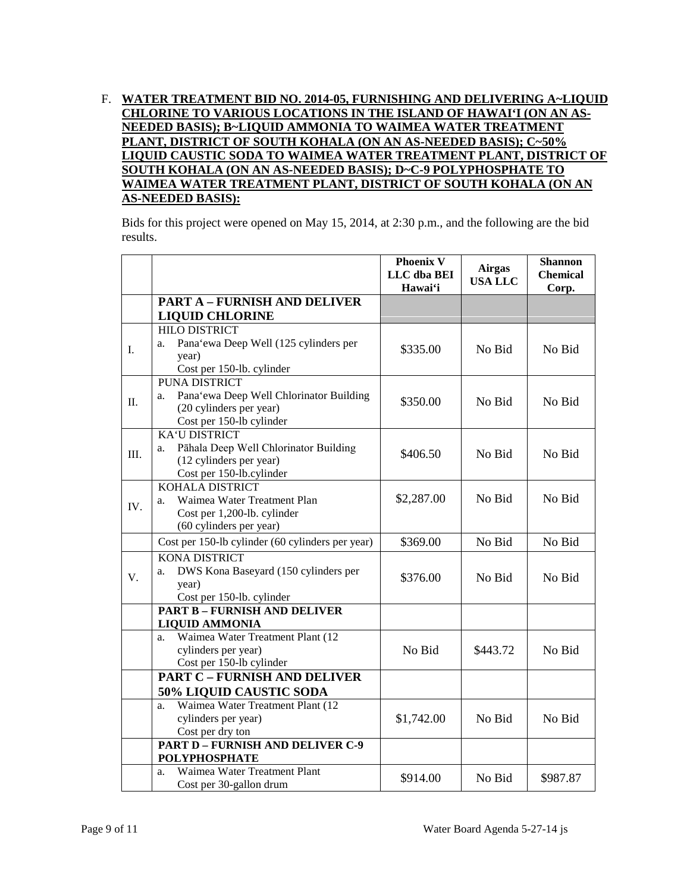F. **WATER TREATMENT BID NO. 2014-05, FURNISHING AND DELIVERING A~LIQUID CHLORINE TO VARIOUS LOCATIONS IN THE ISLAND OF HAWAI'I (ON AN AS-NEEDED BASIS); B~LIQUID AMMONIA TO WAIMEA WATER TREATMENT PLANT, DISTRICT OF SOUTH KOHALA (ON AN AS-NEEDED BASIS); C~50% LIQUID CAUSTIC SODA TO WAIMEA WATER TREATMENT PLANT, DISTRICT OF SOUTH KOHALA (ON AN AS-NEEDED BASIS); D~C-9 POLYPHOSPHATE TO WAIMEA WATER TREATMENT PLANT, DISTRICT OF SOUTH KOHALA (ON AN AS-NEEDED BASIS):**

Bids for this project were opened on May 15, 2014, at 2:30 p.m., and the following are the bid results.

| | | Phoenix V LLC dba BEI Hawai'i | Airgas USA LLC | Shannon Chemical Corp. |
|---|---|---|---|---|
| | **PART A – FURNISH AND DELIVER LIQUID CHLORINE** | | | |
| I. | HILO DISTRICT<br>a. Pana'ewa Deep Well (125 cylinders per year)<br>Cost per 150-lb. cylinder | $335.00 | No Bid | No Bid |
| II. | PUNA DISTRICT<br>a. Pana'ewa Deep Well Chlorinator Building (20 cylinders per year)<br>Cost per 150-lb cylinder | $350.00 | No Bid | No Bid |
| III. | KA'U DISTRICT<br>a. Pāhala Deep Well Chlorinator Building (12 cylinders per year)<br>Cost per 150-lb.cylinder | $406.50 | No Bid | No Bid |
| IV. | KOHALA DISTRICT<br>a. Waimea Water Treatment Plan<br>Cost per 1,200-lb. cylinder<br>(60 cylinders per year) | $2,287.00 | No Bid | No Bid |
| | Cost per 150-lb cylinder (60 cylinders per year) | $369.00 | No Bid | No Bid |
| V. | KONA DISTRICT<br>a. DWS Kona Baseyard (150 cylinders per year)<br>Cost per 150-lb. cylinder | $376.00 | No Bid | No Bid |
| | **PART B – FURNISH AND DELIVER LIQUID AMMONIA** | | | |
| | a. Waimea Water Treatment Plant (12 cylinders per year)<br>Cost per 150-lb cylinder | No Bid | $443.72 | No Bid |
| | **PART C – FURNISH AND DELIVER 50% LIQUID CAUSTIC SODA** | | | |
| | a. Waimea Water Treatment Plant (12 cylinders per year)<br>Cost per dry ton | $1,742.00 | No Bid | No Bid |
| | **PART D – FURNISH AND DELIVER C-9 POLYPHOSPHATE** | | | |
| | a. Waimea Water Treatment Plant<br>Cost per 30-gallon drum | $914.00 | No Bid | $987.87 |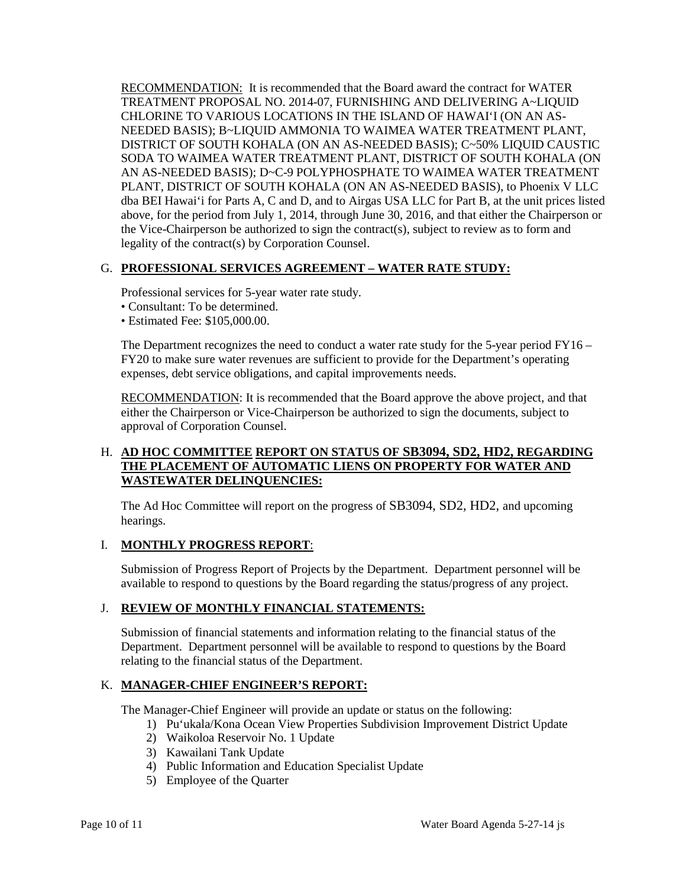RECOMMENDATION: It is recommended that the Board award the contract for WATER TREATMENT PROPOSAL NO. 2014-07, FURNISHING AND DELIVERING A~LIQUID CHLORINE TO VARIOUS LOCATIONS IN THE ISLAND OF HAWAI‘I (ON AN AS-NEEDED BASIS); B~LIQUID AMMONIA TO WAIMEA WATER TREATMENT PLANT, DISTRICT OF SOUTH KOHALA (ON AN AS-NEEDED BASIS); C~50% LIQUID CAUSTIC SODA TO WAIMEA WATER TREATMENT PLANT, DISTRICT OF SOUTH KOHALA (ON AN AS-NEEDED BASIS); D~C-9 POLYPHOSPHATE TO WAIMEA WATER TREATMENT PLANT, DISTRICT OF SOUTH KOHALA (ON AN AS-NEEDED BASIS), to Phoenix V LLC dba BEI Hawai‘i for Parts A, C and D, and to Airgas USA LLC for Part B, at the unit prices listed above, for the period from July 1, 2014, through June 30, 2016, and that either the Chairperson or the Vice-Chairperson be authorized to sign the contract(s), subject to review as to form and legality of the contract(s) by Corporation Counsel.

## G. PROFESSIONAL SERVICES AGREEMENT – WATER RATE STUDY:

Professional services for 5-year water rate study.

- Consultant: To be determined.
- Estimated Fee: $105,000.00.

The Department recognizes the need to conduct a water rate study for the 5-year period FY16 – FY20 to make sure water revenues are sufficient to provide for the Department's operating expenses, debt service obligations, and capital improvements needs.

RECOMMENDATION: It is recommended that the Board approve the above project, and that either the Chairperson or Vice-Chairperson be authorized to sign the documents, subject to approval of Corporation Counsel.

## H. AD HOC COMMITTEE REPORT ON STATUS OF SB3094, SD2, HD2, REGARDING THE PLACEMENT OF AUTOMATIC LIENS ON PROPERTY FOR WATER AND WASTEWATER DELINQUENCIES:

The Ad Hoc Committee will report on the progress of SB3094, SD2, HD2, and upcoming hearings.

## I. MONTHLY PROGRESS REPORT:

Submission of Progress Report of Projects by the Department. Department personnel will be available to respond to questions by the Board regarding the status/progress of any project.

## J. REVIEW OF MONTHLY FINANCIAL STATEMENTS:

Submission of financial statements and information relating to the financial status of the Department. Department personnel will be available to respond to questions by the Board relating to the financial status of the Department.

## K. MANAGER-CHIEF ENGINEER'S REPORT:

The Manager-Chief Engineer will provide an update or status on the following:

1) Pu‘ukala/Kona Ocean View Properties Subdivision Improvement District Update
2) Waikoloa Reservoir No. 1 Update
3) Kawailani Tank Update
4) Public Information and Education Specialist Update
5) Employee of the Quarter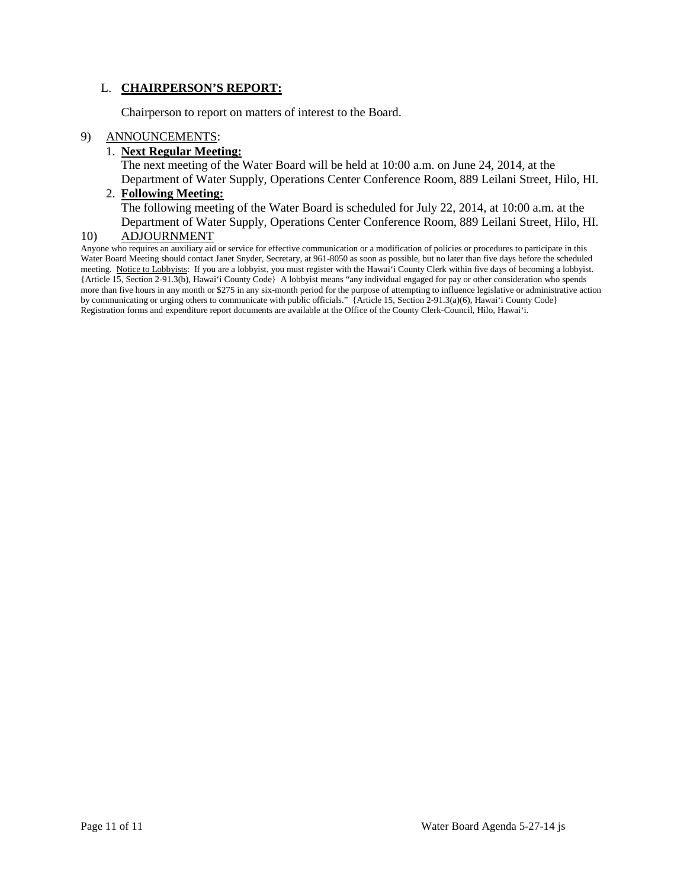L. **CHAIRPERSON'S REPORT:**

Chairperson to report on matters of interest to the Board.

9) ANNOUNCEMENTS:

1. **Next Regular Meeting:**
   The next meeting of the Water Board will be held at 10:00 a.m. on June 24, 2014, at the Department of Water Supply, Operations Center Conference Room, 889 Leilani Street, Hilo, HI.
2. **Following Meeting:**
   The following meeting of the Water Board is scheduled for July 22, 2014, at 10:00 a.m. at the Department of Water Supply, Operations Center Conference Room, 889 Leilani Street, Hilo, HI.

10) ADJOURNMENT

Anyone who requires an auxiliary aid or service for effective communication or a modification of policies or procedures to participate in this Water Board Meeting should contact Janet Snyder, Secretary, at 961-8050 as soon as possible, but no later than five days before the scheduled meeting. Notice to Lobbyists: If you are a lobbyist, you must register with the Hawai'i County Clerk within five days of becoming a lobbyist. {Article 15, Section 2-91.3(b), Hawai'i County Code} A lobbyist means "any individual engaged for pay or other consideration who spends more than five hours in any month or $275 in any six-month period for the purpose of attempting to influence legislative or administrative action by communicating or urging others to communicate with public officials." {Article 15, Section 2-91.3(a)(6), Hawai'i County Code} Registration forms and expenditure report documents are available at the Office of the County Clerk-Council, Hilo, Hawai'i.